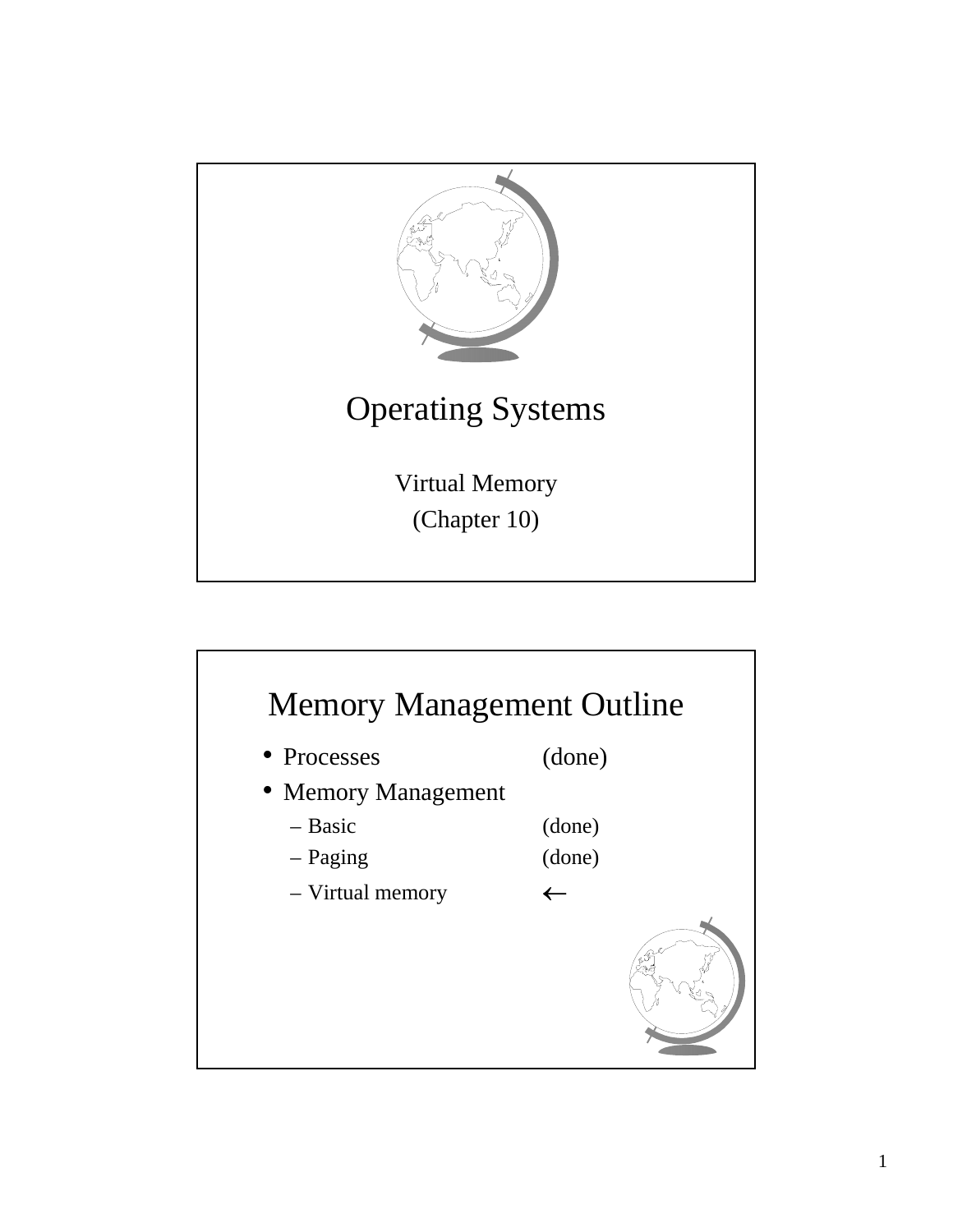# Operating Systems

Virtual Memory

(Chapter 10)

## Memory Management Outline

- Processes (done)
- Memory Management
  - Basic (done)
  - Paging (done)
  - Virtual memory ←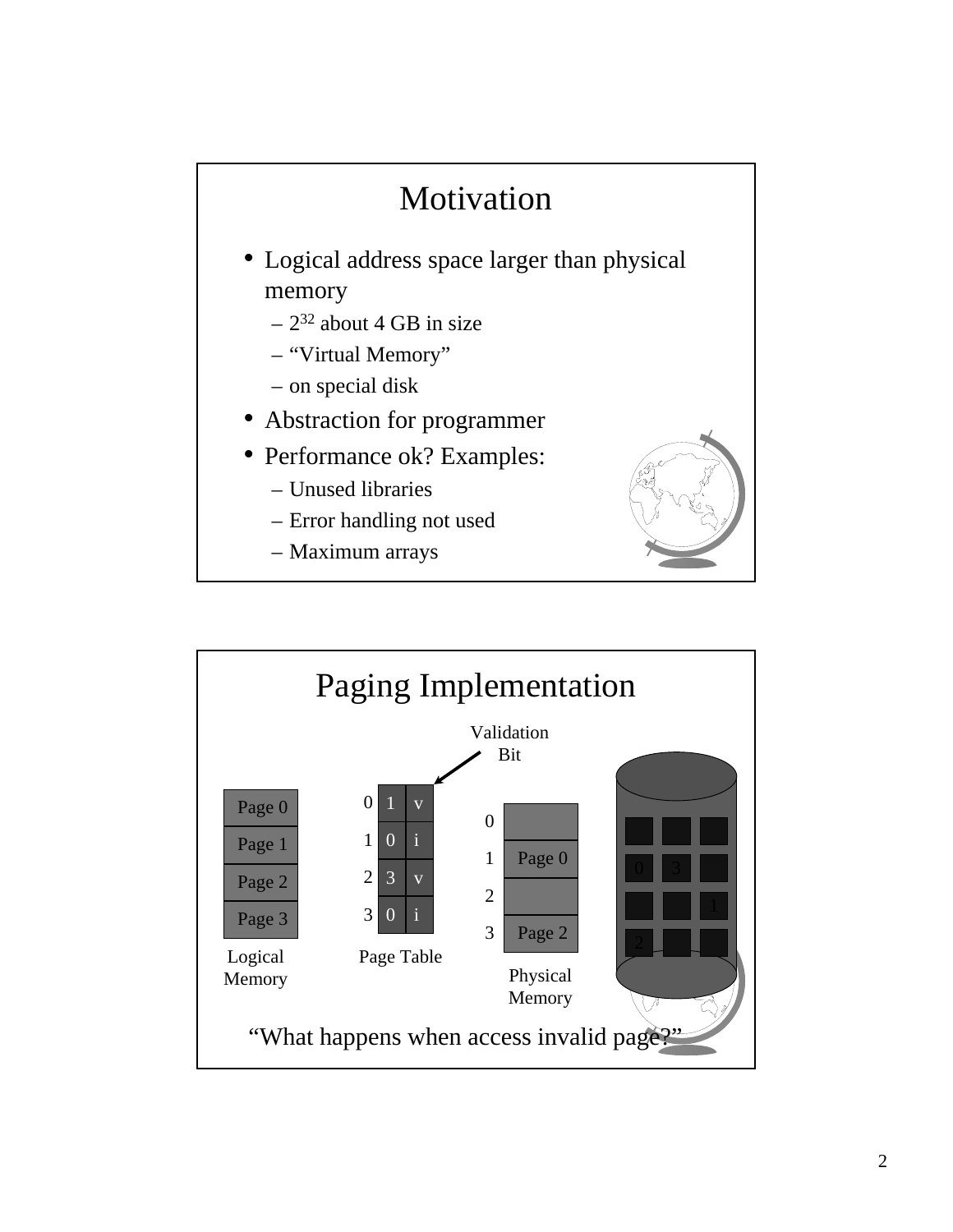# Motivation

- Logical address space larger than physical memory
  - $2^{32}$ about 4 GB in size
  - "Virtual Memory"
  - on special disk
- Abstraction for programmer
- Performance ok? Examples:
  - Unused libraries
  - Error handling not used
  - Maximum arrays

# Paging Implementation

Validation Bit

Logical Memory

Page 0
Page 1
Page 2
Page 3

Page Table

| | | |
|---|---|---|
| 0 | 1 | v |
| 1 | 0 | i |
| 2 | 3 | v |
| 3 | 0 | i |

Physical Memory

| | |
|---|---|
| 0 | |
| 1 | Page 0 |
| 2 | |
| 3 | Page 2 |

0 3
1
2

"What happens when access invalid page?"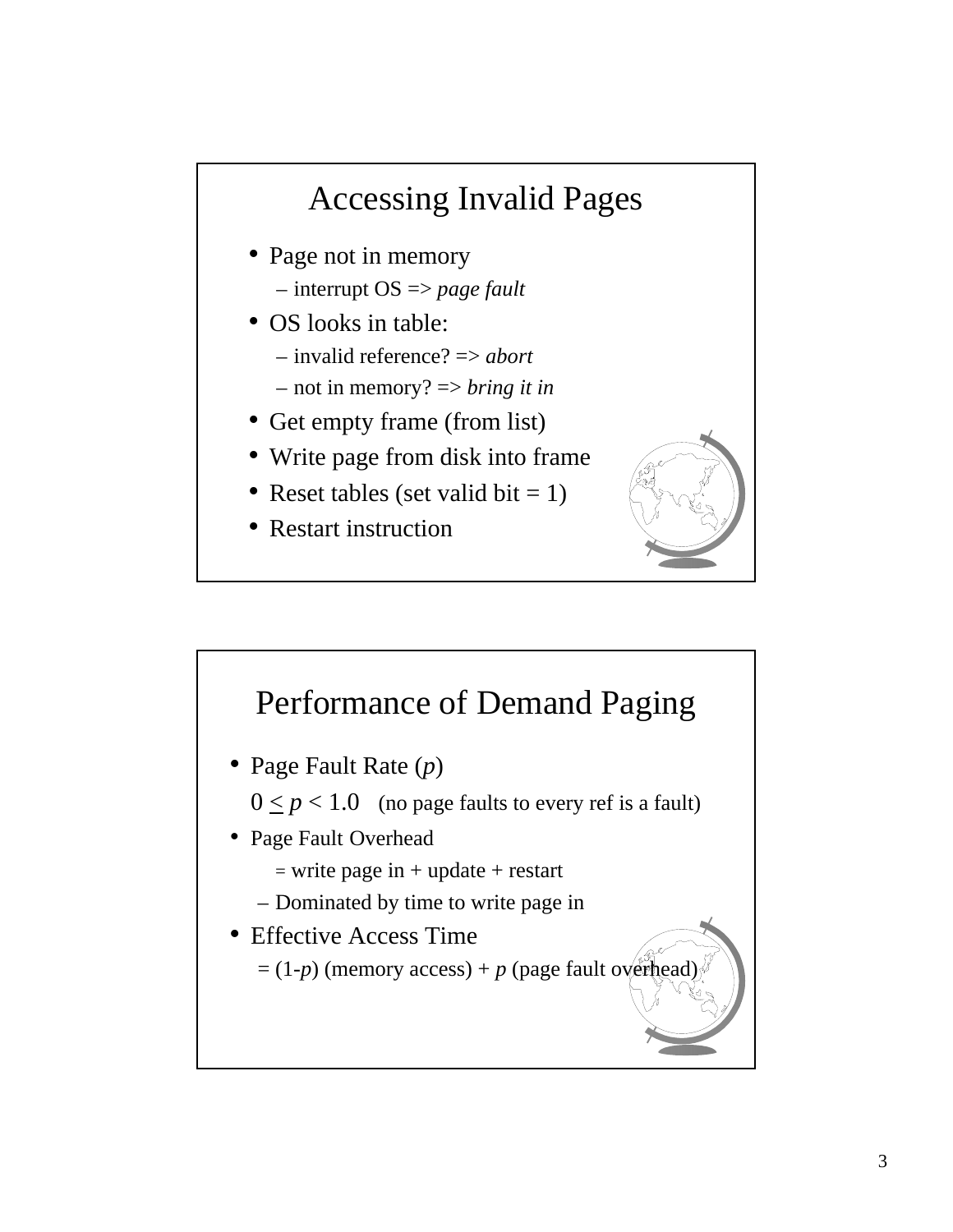## Accessing Invalid Pages

- Page not in memory
  - interrupt OS => *page fault*
- OS looks in table:
  - invalid reference? => *abort*
  - not in memory? => *bring it in*
- Get empty frame (from list)
- Write page from disk into frame
- Reset tables (set valid bit = 1)
- Restart instruction

## Performance of Demand Paging

- Page Fault Rate ($p$)

  $0 \leq p < 1.0$ (no page faults to every ref is a fault)
- Page Fault Overhead

  = write page in + update + restart
  - Dominated by time to write page in
- Effective Access Time

  = (1-$p$) (memory access) + $p$ (page fault overhead)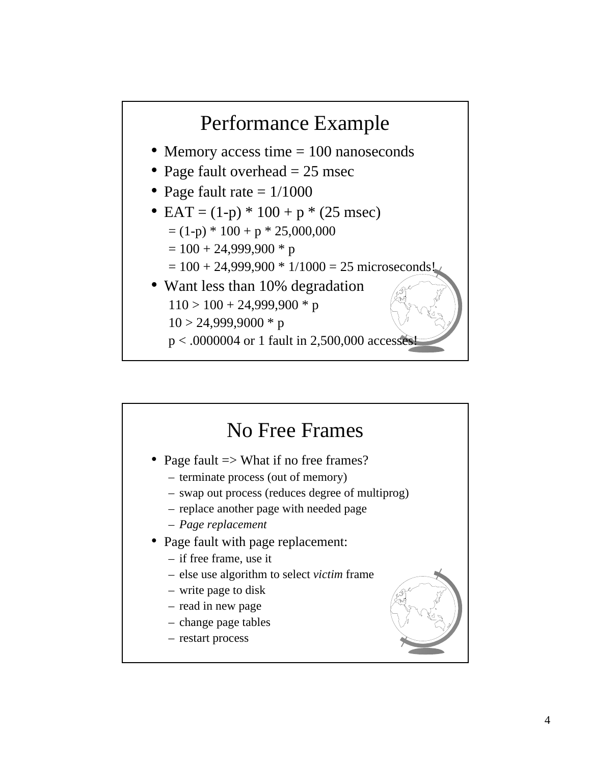## Performance Example

- Memory access time = 100 nanoseconds
- Page fault overhead = 25 msec
- Page fault rate = 1/1000
- EAT = (1-p) * 100 + p * (25 msec)

  = (1-p) * 100 + p * 25,000,000

  = 100 + 24,999,900 * p

  = 100 + 24,999,900 * 1/1000 = 25 microseconds!
- Want less than 10% degradation

  110 > 100 + 24,999,900 * p

  10 > 24,999,9000 * p

  p < .0000004 or 1 fault in 2,500,000 accesses!

## No Free Frames

- Page fault => What if no free frames?
  - terminate process (out of memory)
  - swap out process (reduces degree of multiprog)
  - replace another page with needed page
  - *Page replacement*
- Page fault with page replacement:
  - if free frame, use it
  - else use algorithm to select *victim* frame
  - write page to disk
  - read in new page
  - change page tables
  - restart process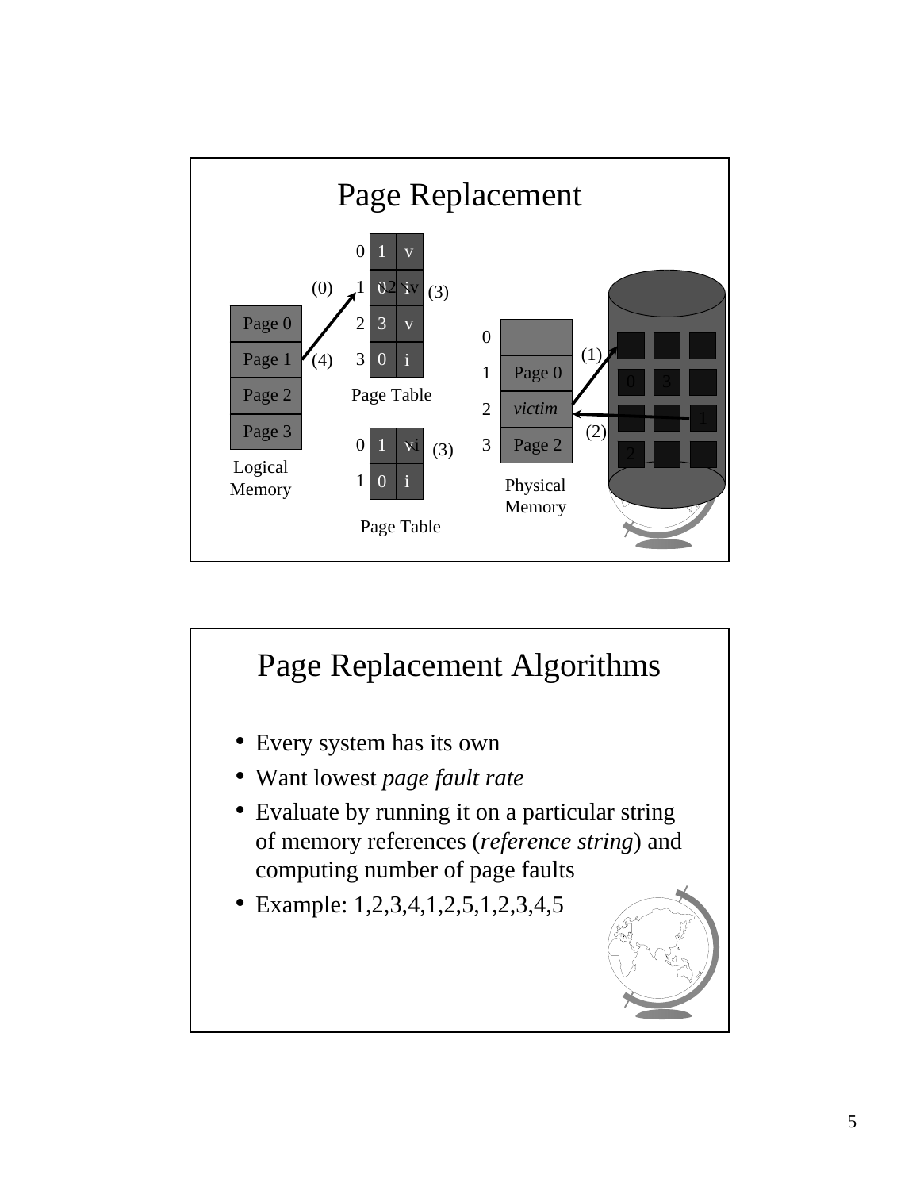# Page Replacement

0 1 v
(0) 1 0 2 i v (3)
Page 0 2 3 v
Page 1 (4) 3 0 i
Page 2 Page Table
Page 3
Logical Memory

0 1 v i (3)
1 0 i
Page Table

0
1 Page 0
2 *victim*
3 Page 2
Physical Memory

(1)
(2)

0 3
1
2

# Page Replacement Algorithms

- Every system has its own
- Want lowest *page fault rate*
- Evaluate by running it on a particular string of memory references (*reference string*) and computing number of page faults
- Example: 1,2,3,4,1,2,5,1,2,3,4,5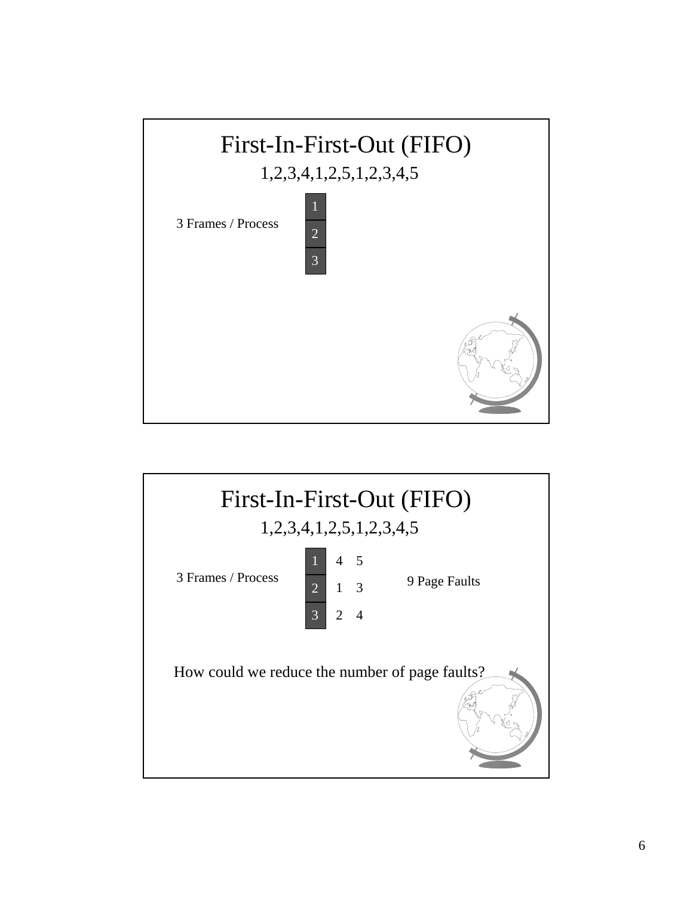## First-In-First-Out (FIFO)

1,2,3,4,1,2,5,1,2,3,4,5

3 Frames / Process

| | | |
|---|---|---|
| 1 | | |
| 2 | | |
| 3 | | |

## First-In-First-Out (FIFO)

1,2,3,4,1,2,5,1,2,3,4,5

3 Frames / Process

| | | |
|---|---|---|
| 1 | 4 | 5 |
| 2 | 1 | 3 |
| 3 | 2 | 4 |

9 Page Faults

How could we reduce the number of page faults?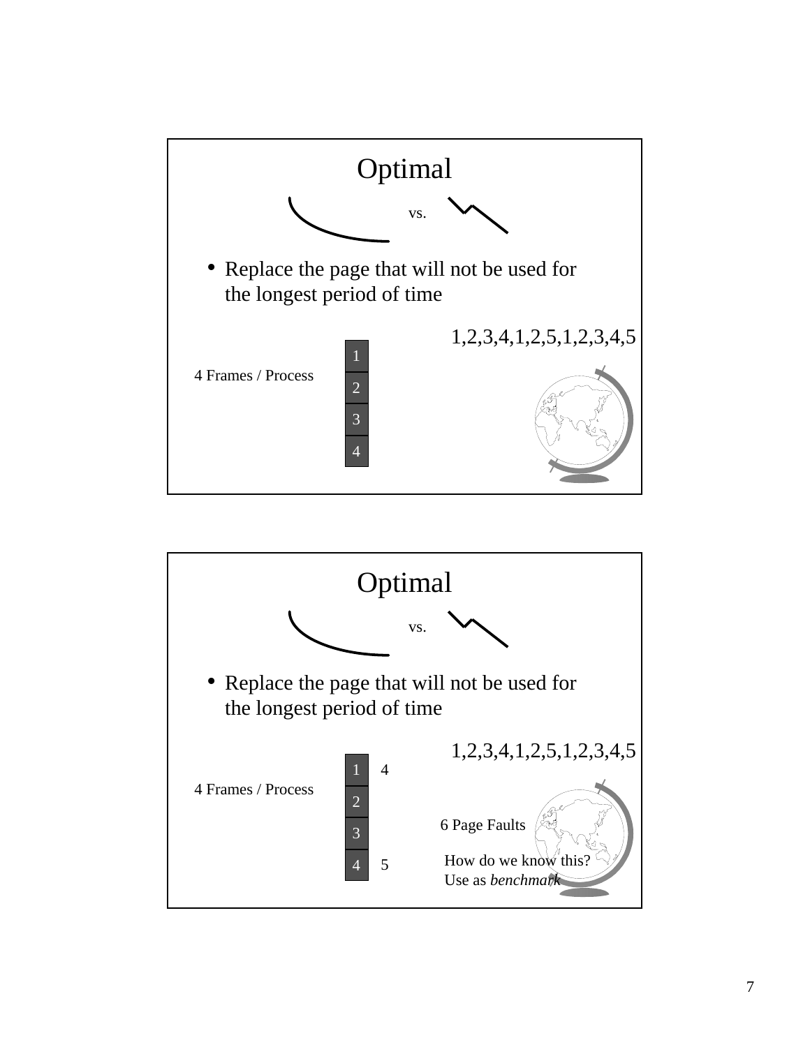## Optimal

vs.

- Replace the page that will not be used for the longest period of time

1,2,3,4,1,2,5,1,2,3,4,5

4 Frames / Process

1
2
3
4

## Optimal

vs.

- Replace the page that will not be used for the longest period of time

1,2,3,4,1,2,5,1,2,3,4,5

4 Frames / Process

1 4
2
3
4 5

6 Page Faults

How do we know this?
Use as *benchmark*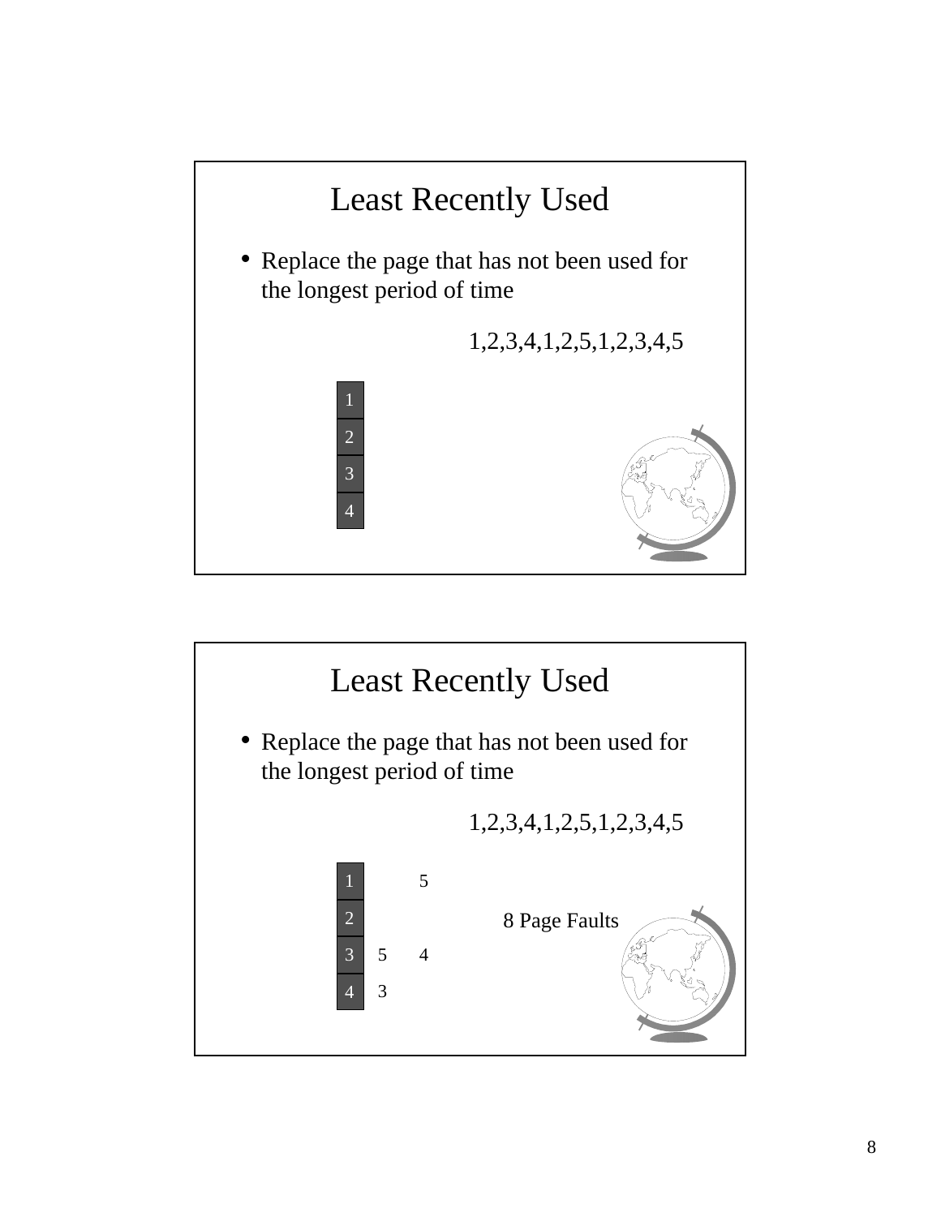## Least Recently Used

- Replace the page that has not been used for the longest period of time

1,2,3,4,1,2,5,1,2,3,4,5

| | |
|---|---|
| 1 | |
| 2 | |
| 3 | |
| 4 | |

## Least Recently Used

- Replace the page that has not been used for the longest period of time

1,2,3,4,1,2,5,1,2,3,4,5

| | | |
|---|---|---|
| 1 | | 5 |
| 2 | | |
| 3 | 5 | 4 |
| 4 | 3 | |

8 Page Faults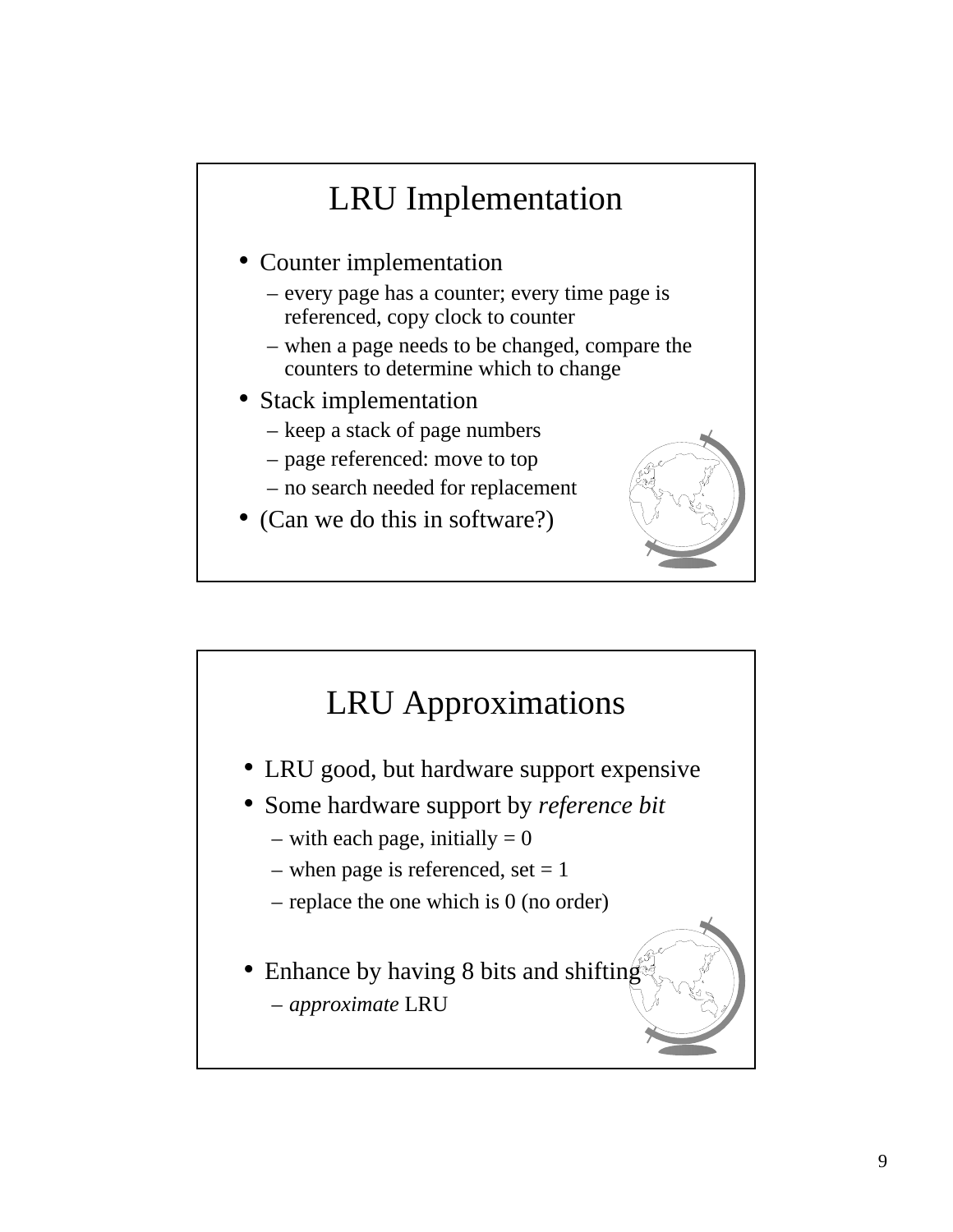## LRU Implementation

- Counter implementation
  - every page has a counter; every time page is referenced, copy clock to counter
  - when a page needs to be changed, compare the counters to determine which to change
- Stack implementation
  - keep a stack of page numbers
  - page referenced: move to top
  - no search needed for replacement
- (Can we do this in software?)

## LRU Approximations

- LRU good, but hardware support expensive
- Some hardware support by *reference bit*
  - with each page, initially = 0
  - when page is referenced, set = 1
  - replace the one which is 0 (no order)
- Enhance by having 8 bits and shifting
  - *approximate* LRU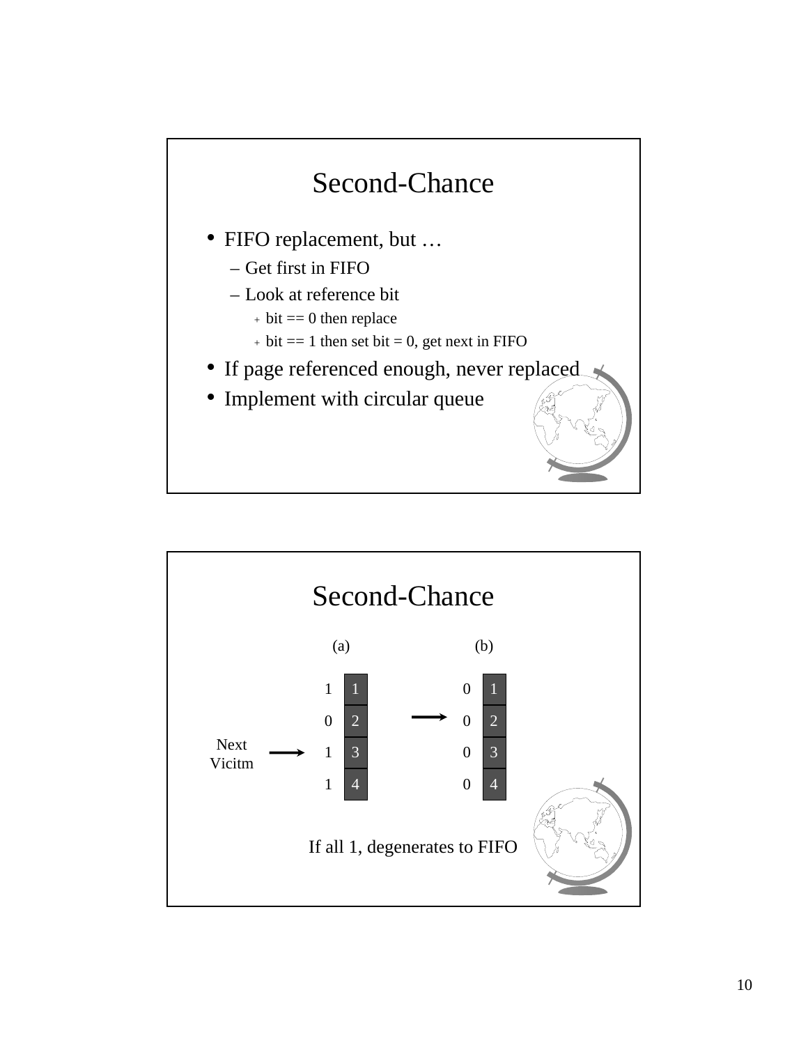# Second-Chance

- FIFO replacement, but …
  - Get first in FIFO
  - Look at reference bit
    - bit == 0 then replace
    - bit == 1 then set bit = 0, get next in FIFO
- If page referenced enough, never replaced
- Implement with circular queue

# Second-Chance

(a)

(b)

| | | | | |
|---|---|---|---|---|
| | 1 | 1 | 0 | 1 |
| | 0 | 2 | 0 | 2 |
| Next Vicitm → | 1 | 3 | 0 | 3 |
| | 1 | 4 | 0 | 4 |

If all 1, degenerates to FIFO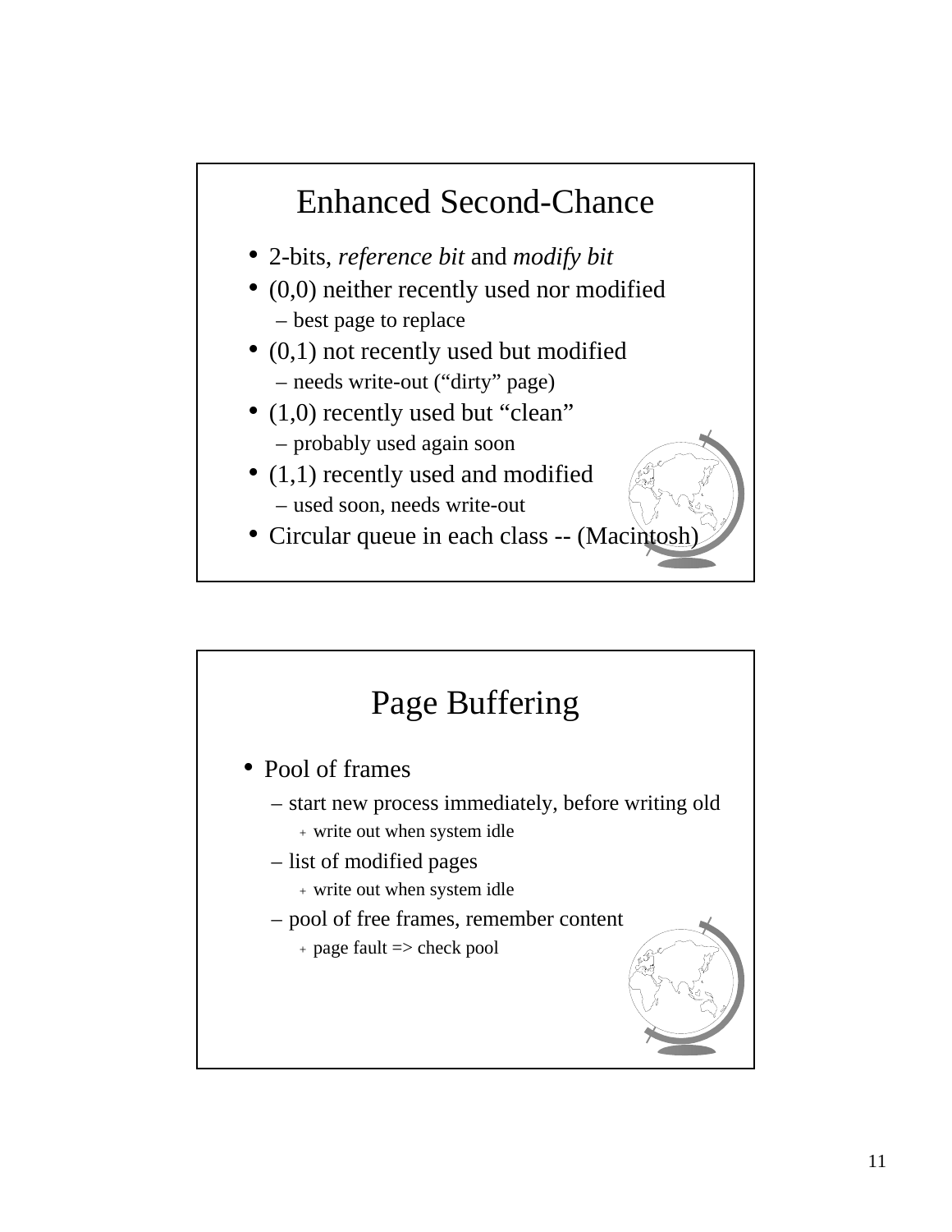## Enhanced Second-Chance

- 2-bits, *reference bit* and *modify bit*
- (0,0) neither recently used nor modified
  - best page to replace
- (0,1) not recently used but modified
  - needs write-out ("dirty" page)
- (1,0) recently used but "clean"
  - probably used again soon
- (1,1) recently used and modified
  - used soon, needs write-out
- Circular queue in each class -- (Macintosh)

## Page Buffering

- Pool of frames
  - start new process immediately, before writing old
    - write out when system idle
  - list of modified pages
    - write out when system idle
  - pool of free frames, remember content
    - page fault => check pool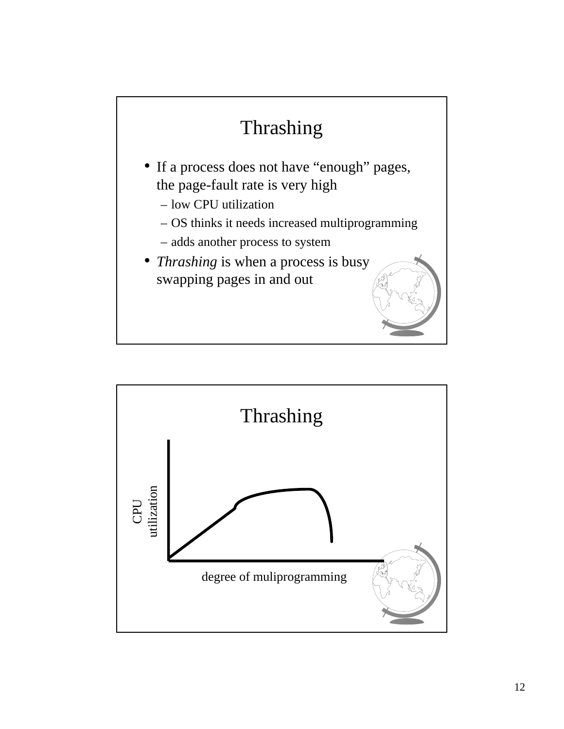## Thrashing

- If a process does not have “enough” pages, the page-fault rate is very high
  - low CPU utilization
  - OS thinks it needs increased multiprogramming
  - adds another process to system
- *Thrashing* is when a process is busy swapping pages in and out

## Thrashing

CPU utilization

degree of muliprogramming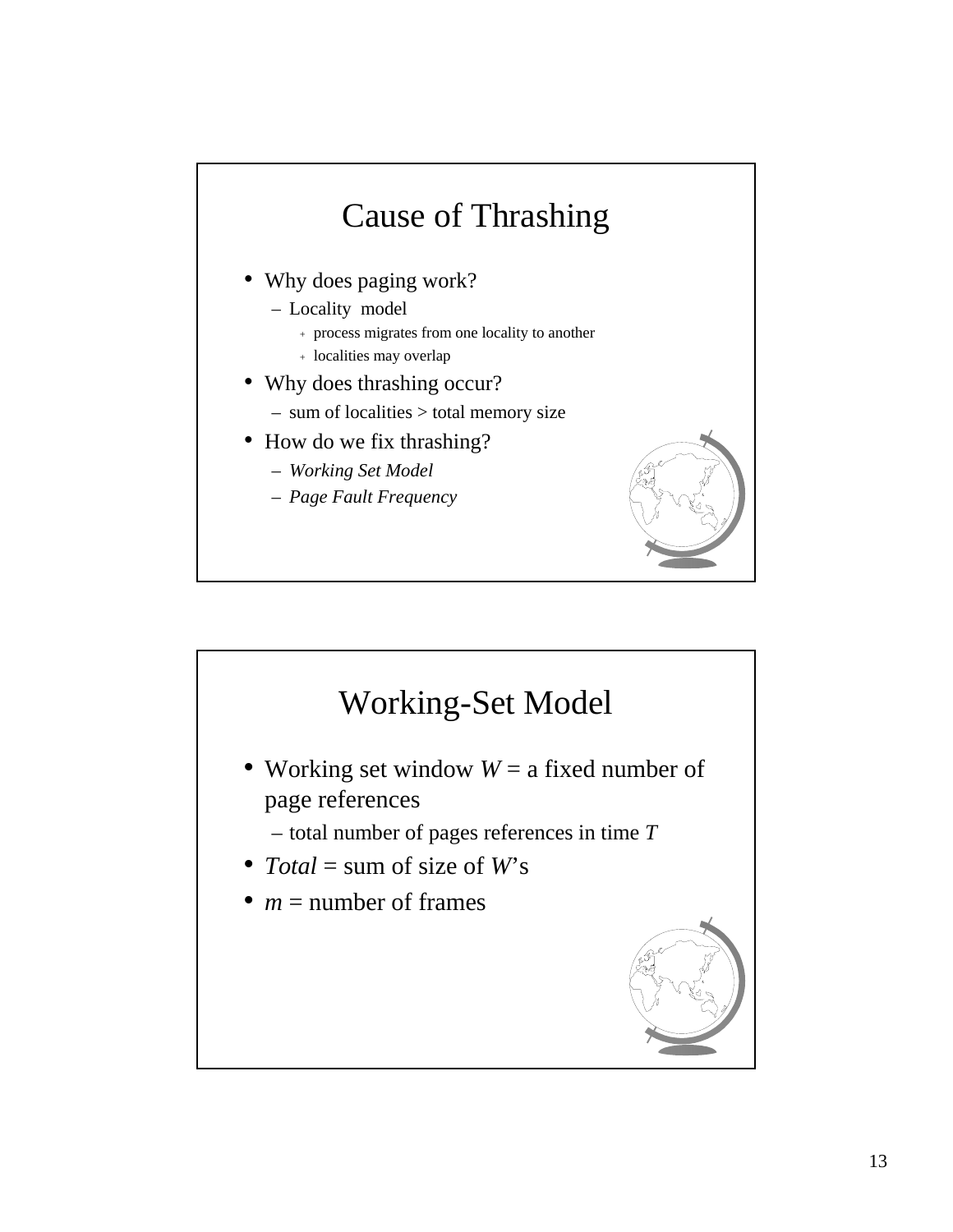# Cause of Thrashing

- Why does paging work?
  - Locality model
    - process migrates from one locality to another
    - localities may overlap
- Why does thrashing occur?
  - sum of localities > total memory size
- How do we fix thrashing?
  - *Working Set Model*
  - *Page Fault Frequency*

# Working-Set Model

- Working set window $W$ = a fixed number of page references
  - total number of pages references in time $T$
- *Total* = sum of size of $W$'s
- $m$ = number of frames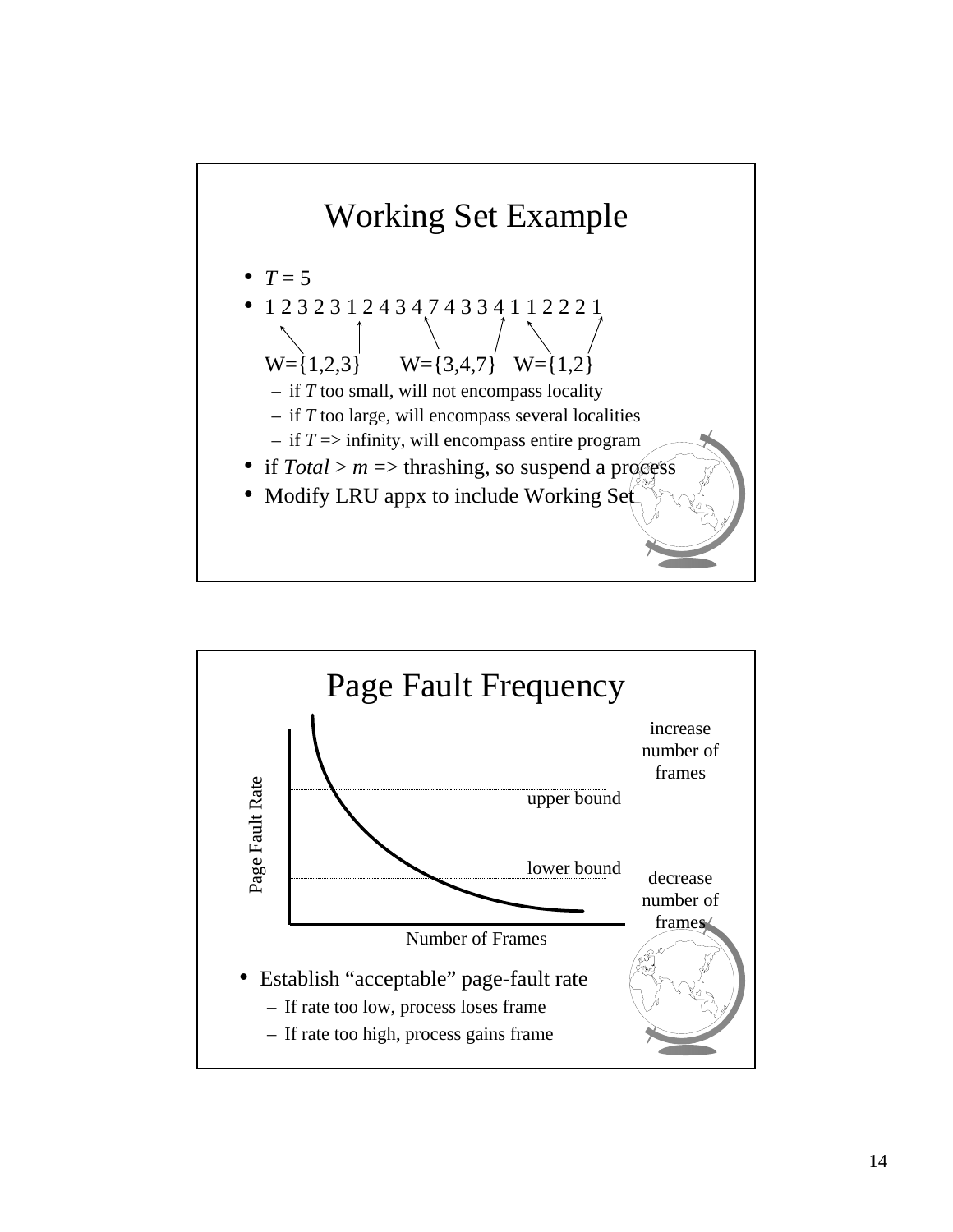# Working Set Example

- $T = 5$
- 1 2 3 2 3 1 2 4 3 4 7 4 3 3 4 1 1 2 2 2 1

  W={1,2,3}  W={3,4,7}  W={1,2}

  - if $T$ too small, will not encompass locality
  - if $T$ too large, will encompass several localities
  - if $T$ => infinity, will encompass entire program
- if *Total* > *m* => thrashing, so suspend a process
- Modify LRU appx to include Working Set

# Page Fault Frequency

Page Fault Rate

Number of Frames

upper bound

lower bound

increase number of frames

decrease number of frames

- Establish "acceptable" page-fault rate
  - If rate too low, process loses frame
  - If rate too high, process gains frame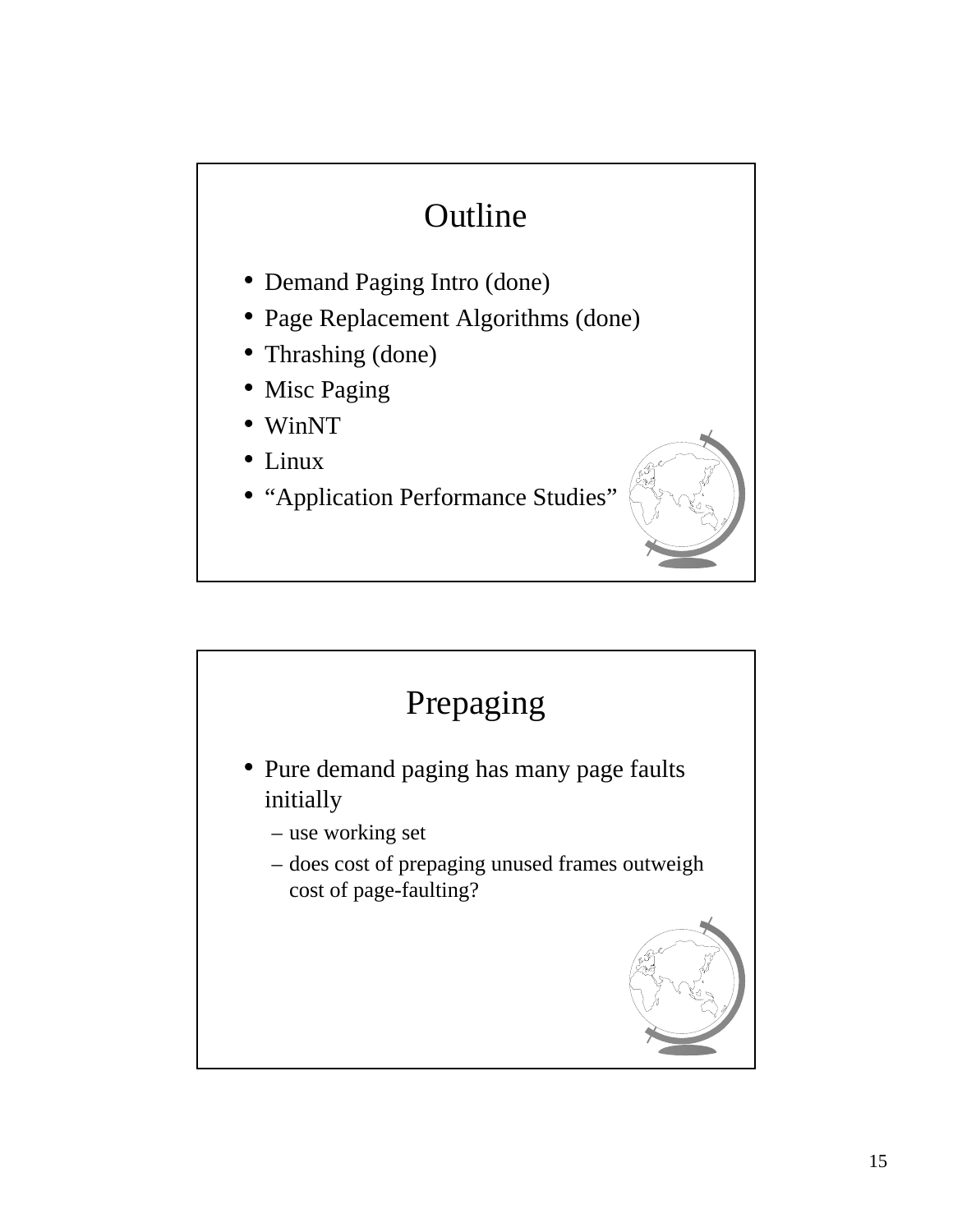# Outline

- Demand Paging Intro (done)
- Page Replacement Algorithms (done)
- Thrashing (done)
- Misc Paging
- WinNT
- Linux
- "Application Performance Studies"

# Prepaging

- Pure demand paging has many page faults initially
  - use working set
  - does cost of prepaging unused frames outweigh cost of page-faulting?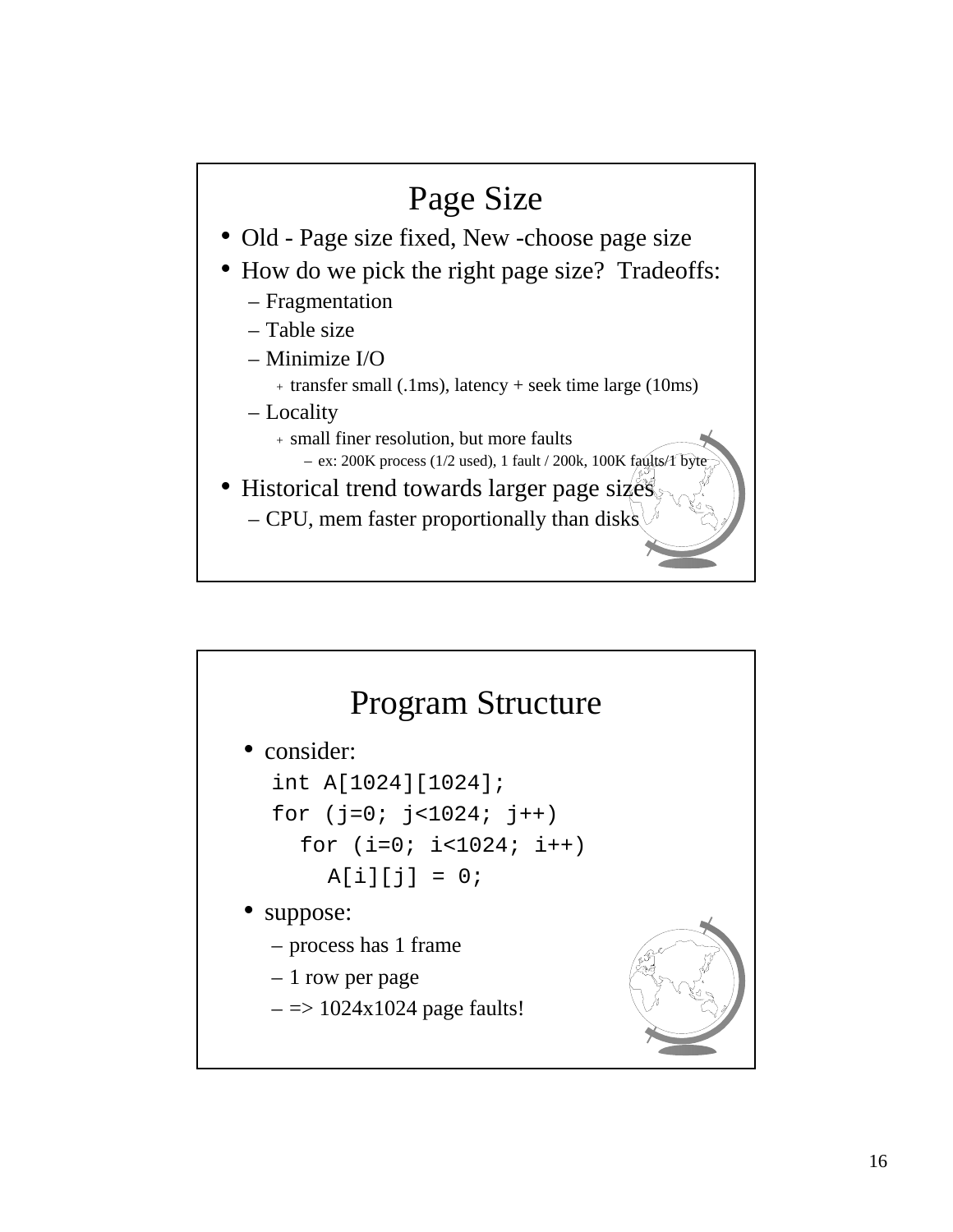# Page Size

- Old - Page size fixed, New -choose page size
- How do we pick the right page size? Tradeoffs:
  - Fragmentation
  - Table size
  - Minimize I/O
    - transfer small (.1ms), latency + seek time large (10ms)
  - Locality
    - small finer resolution, but more faults
      - ex: 200K process (1/2 used), 1 fault / 200k, 100K faults/1 byte
- Historical trend towards larger page sizes
  - CPU, mem faster proportionally than disks

# Program Structure

- consider:

```
int A[1024][1024];
for (j=0; j<1024; j++)
  for (i=0; i<1024; i++)
    A[i][j] = 0;
```

- suppose:
  - process has 1 frame
  - 1 row per page
  - => 1024x1024 page faults!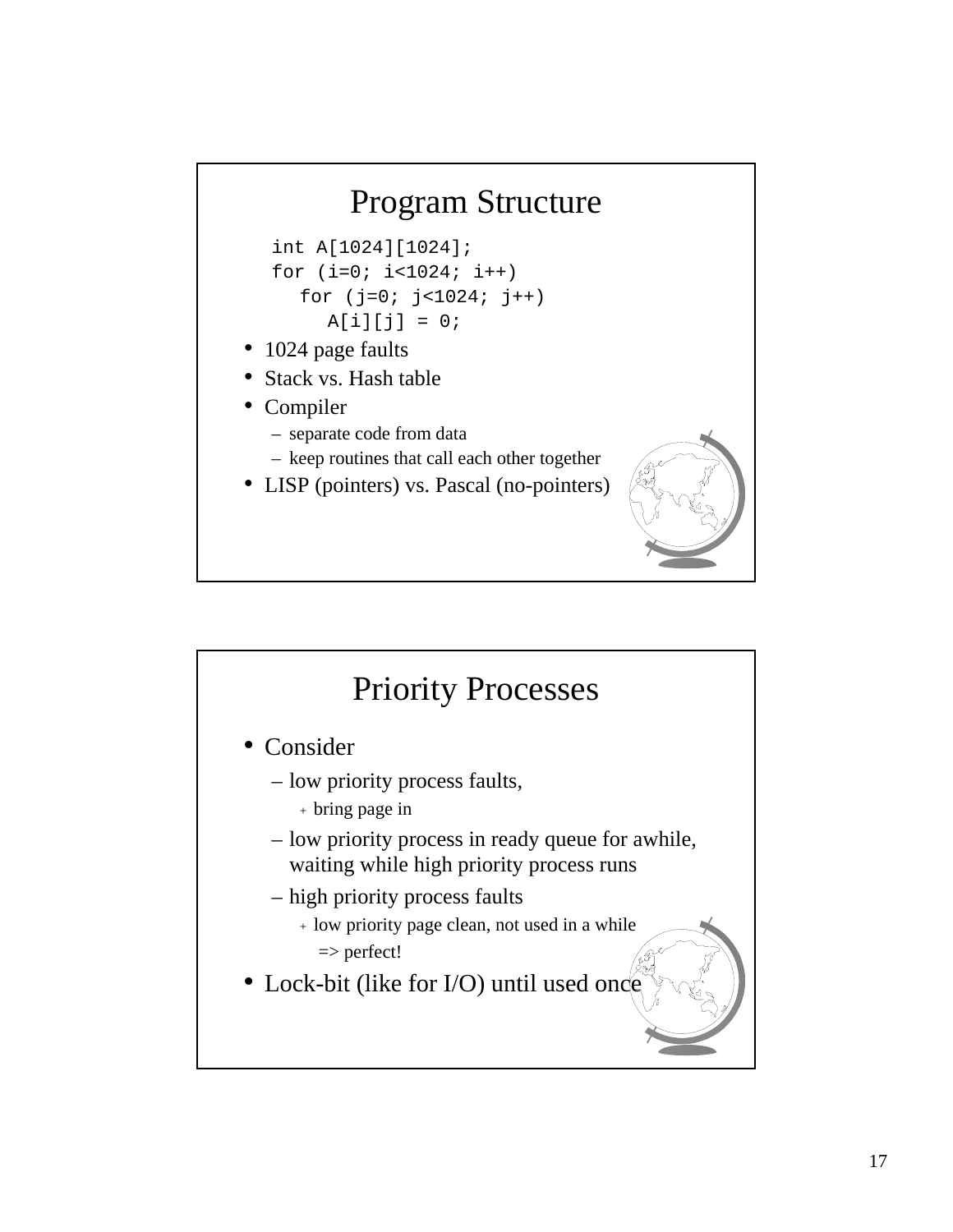## Program Structure

```
int A[1024][1024];
for (i=0; i<1024; i++)
   for (j=0; j<1024; j++)
      A[i][j] = 0;
```

- 1024 page faults
- Stack vs. Hash table
- Compiler
  - separate code from data
  - keep routines that call each other together
- LISP (pointers) vs. Pascal (no-pointers)

## Priority Processes

- Consider
  - low priority process faults,
    - bring page in
  - low priority process in ready queue for awhile, waiting while high priority process runs
  - high priority process faults
    - low priority page clean, not used in a while

      => perfect!
- Lock-bit (like for I/O) until used once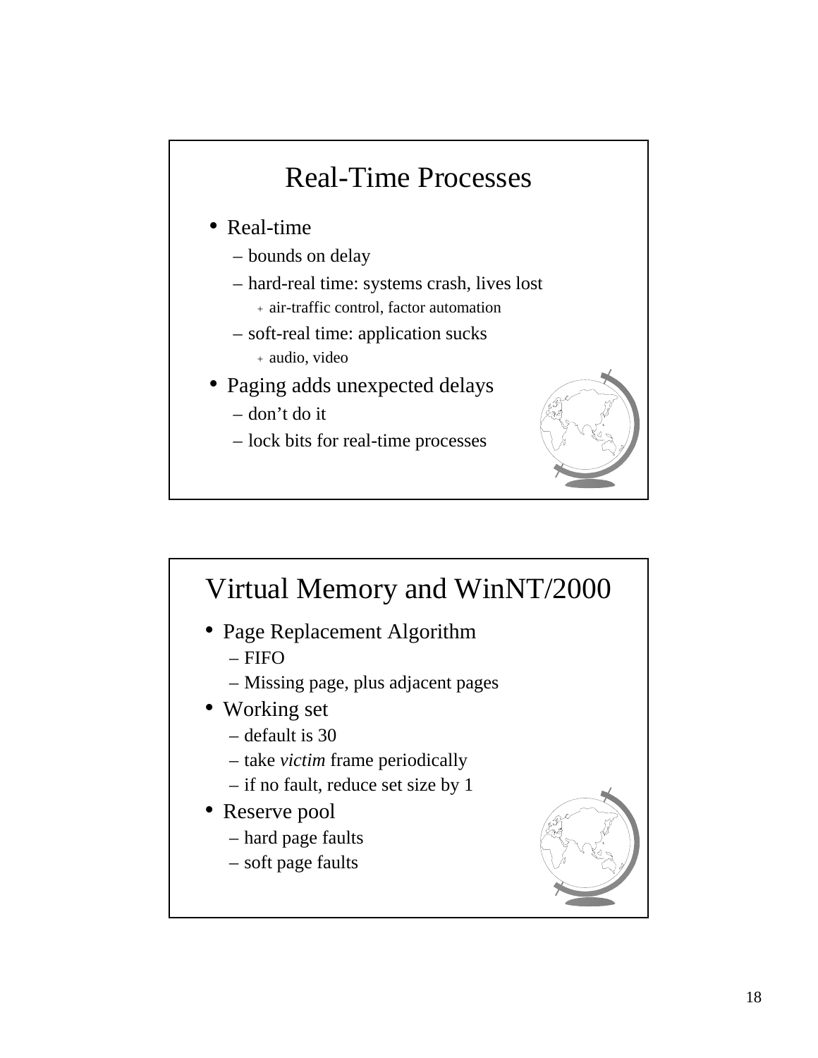## Real-Time Processes

- Real-time
  - bounds on delay
  - hard-real time: systems crash, lives lost
    - air-traffic control, factor automation
  - soft-real time: application sucks
    - audio, video
- Paging adds unexpected delays
  - don't do it
  - lock bits for real-time processes

## Virtual Memory and WinNT/2000

- Page Replacement Algorithm
  - FIFO
  - Missing page, plus adjacent pages
- Working set
  - default is 30
  - take *victim* frame periodically
  - if no fault, reduce set size by 1
- Reserve pool
  - hard page faults
  - soft page faults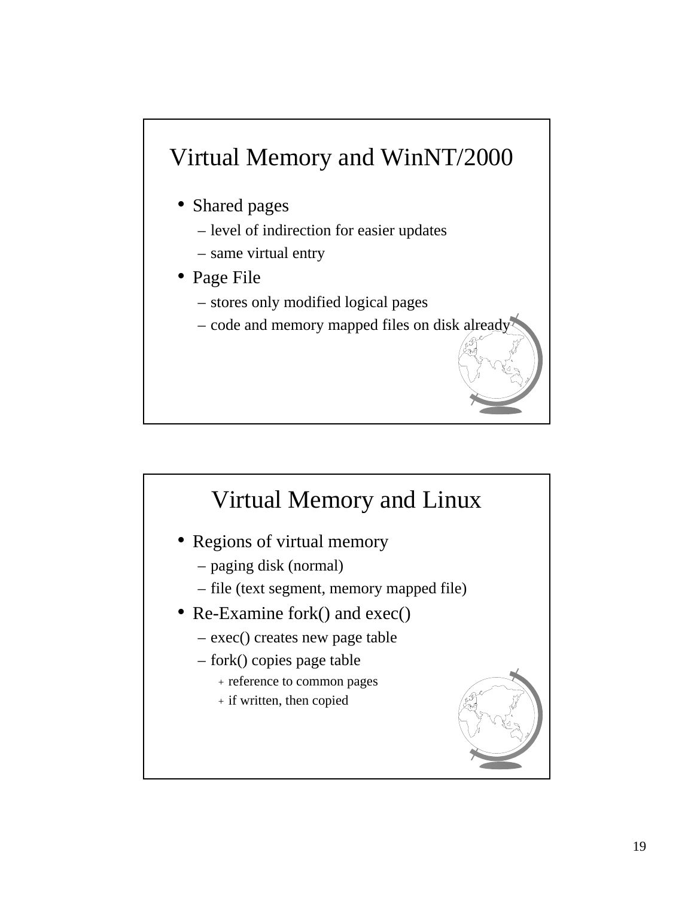## Virtual Memory and WinNT/2000

- Shared pages
  - level of indirection for easier updates
  - same virtual entry
- Page File
  - stores only modified logical pages
  - code and memory mapped files on disk already

## Virtual Memory and Linux

- Regions of virtual memory
  - paging disk (normal)
  - file (text segment, memory mapped file)
- Re-Examine fork() and exec()
  - exec() creates new page table
  - fork() copies page table
    - reference to common pages
    - if written, then copied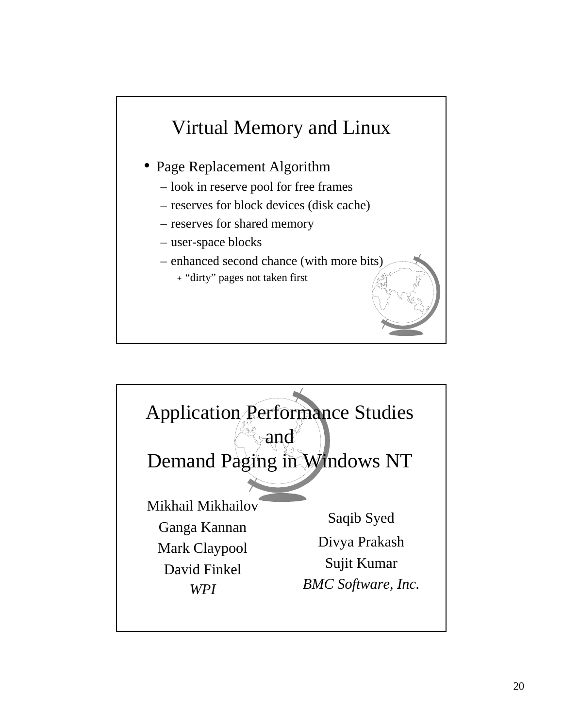# Virtual Memory and Linux

- Page Replacement Algorithm
  - look in reserve pool for free frames
  - reserves for block devices (disk cache)
  - reserves for shared memory
  - user-space blocks
  - enhanced second chance (with more bits)
    - “dirty” pages not taken first

# Application Performance Studies and Demand Paging in Windows NT

Mikhail Mikhailov
Ganga Kannan
Mark Claypool
David Finkel
*WPI*

Saqib Syed
Divya Prakash
Sujit Kumar
*BMC Software, Inc.*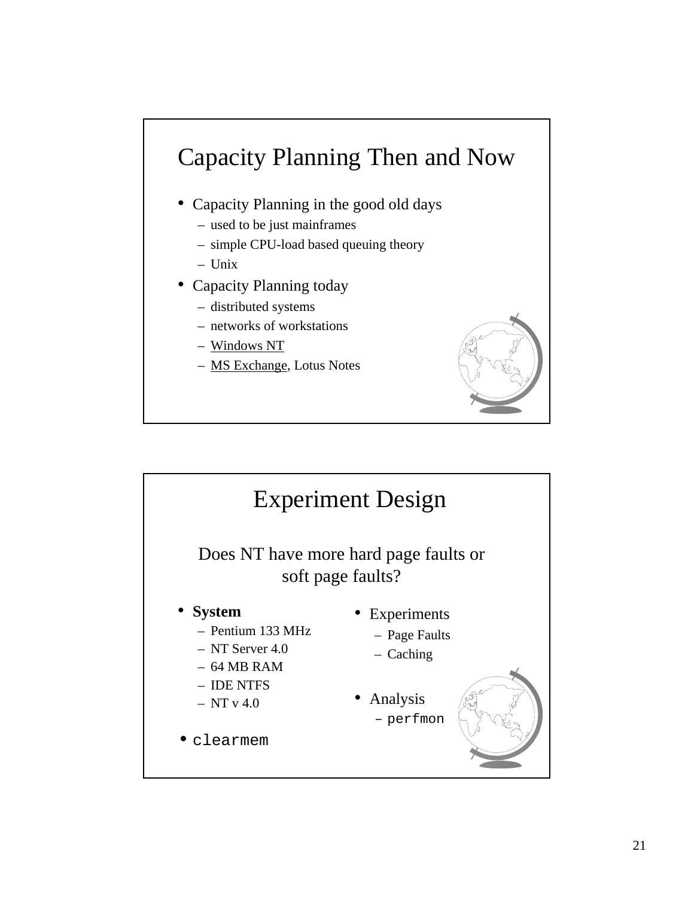## Capacity Planning Then and Now

- Capacity Planning in the good old days
  - used to be just mainframes
  - simple CPU-load based queuing theory
  - Unix
- Capacity Planning today
  - distributed systems
  - networks of workstations
  - Windows NT
  - MS Exchange, Lotus Notes

## Experiment Design

Does NT have more hard page faults or soft page faults?

- **System**
  - Pentium 133 MHz
  - NT Server 4.0
  - 64 MB RAM
  - IDE NTFS
  - NT v 4.0
- `clearmem`
- Experiments
  - Page Faults
  - Caching
- Analysis
  - `perfmon`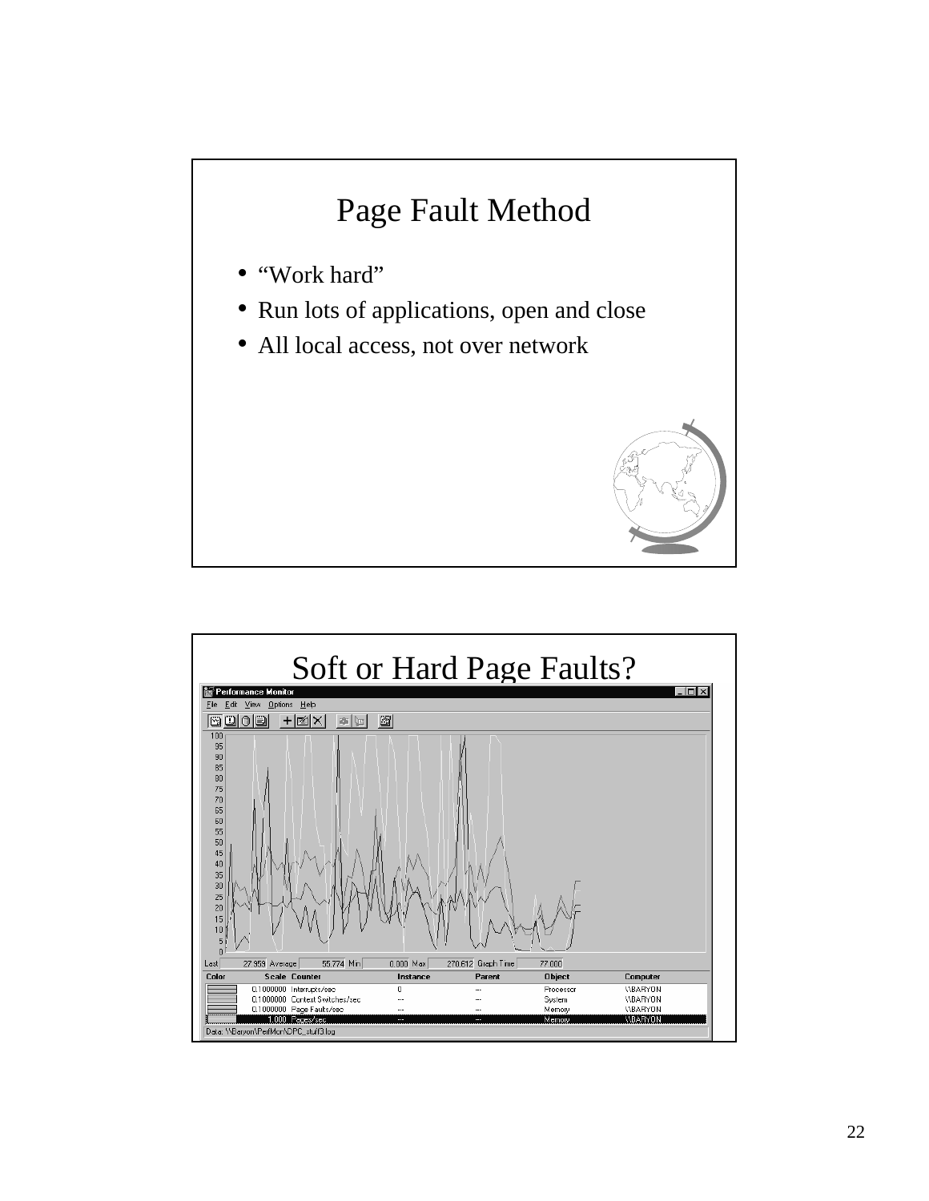# Page Fault Method

- "Work hard"
- Run lots of applications, open and close
- All local access, not over network

# Soft or Hard Page Faults?

Performance Monitor

File Edit View Options Help

100
95
90
85
80
75
70
65
60
55
50
45
40
35
30
25
20
15
10
5
0

Last 27.959 Average 55.774 Min 0.000 Max 270.612 Graph Time 77.000

| Color | Scale | Counter | Instance | Parent | Object | Computer |
|---|---|---|---|---|---|---|
| | 0.1000000 | Interrupts/sec | 0 | --- | Processor | \\BARYON |
| | 0.1000000 | Context Switches/sec | --- | --- | System | \\BARYON |
| | 0.1000000 | Page Faults/sec | --- | --- | Memory | \\BARYON |
| | 1.000 | Pages/sec | --- | --- | Memory | \\BARYON |

Data: \\Baryon\PerfMon\DPC_stuff3.log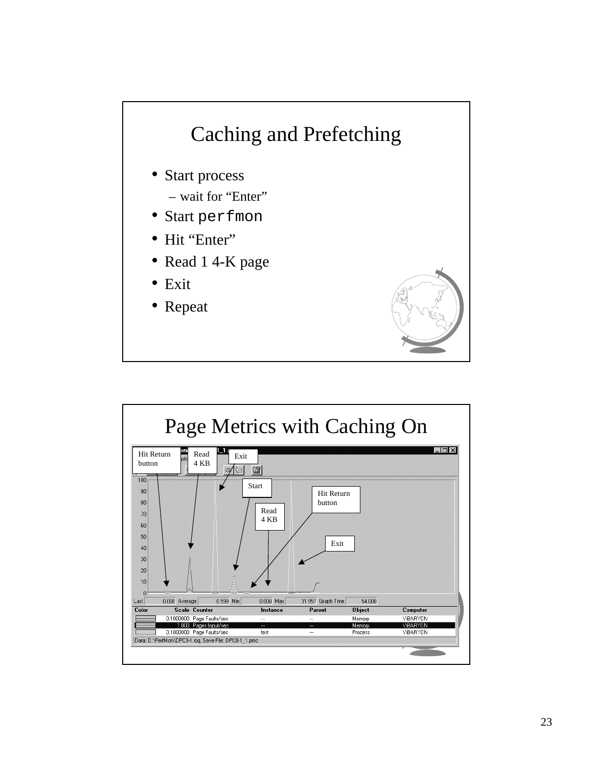# Caching and Prefetching

- Start process
  - wait for "Enter"
- Start `perfmon`
- Hit "Enter"
- Read 1 4-K page
- Exit
- Repeat

# Page Metrics with Caching On

Hit Return button

Read 4 KB

Exit

Start

Hit Return button

Read 4 KB

Exit

100
90
80
70
60
50
40
30
20
10
0

Last 0.000 Average 0.599 Min 0.000 Max 31.957 Graph Time 54.000

| Color | Scale | Counter | Instance | Parent | Object | Computer |
|---|---|---|---|---|---|---|
| | 0.1000000 | Page Faults/sec | --- | --- | Memory | \\BARYON |
| | 1.000 | Pages Input/sec | --- | --- | Memory | \\BARYON |
| | 0.1000000 | Page Faults/sec | test | --- | Process | \\BARYON |

Data: D:\PerfMon\DPC9-1.log, Save File: DPC8-1_1.pmc